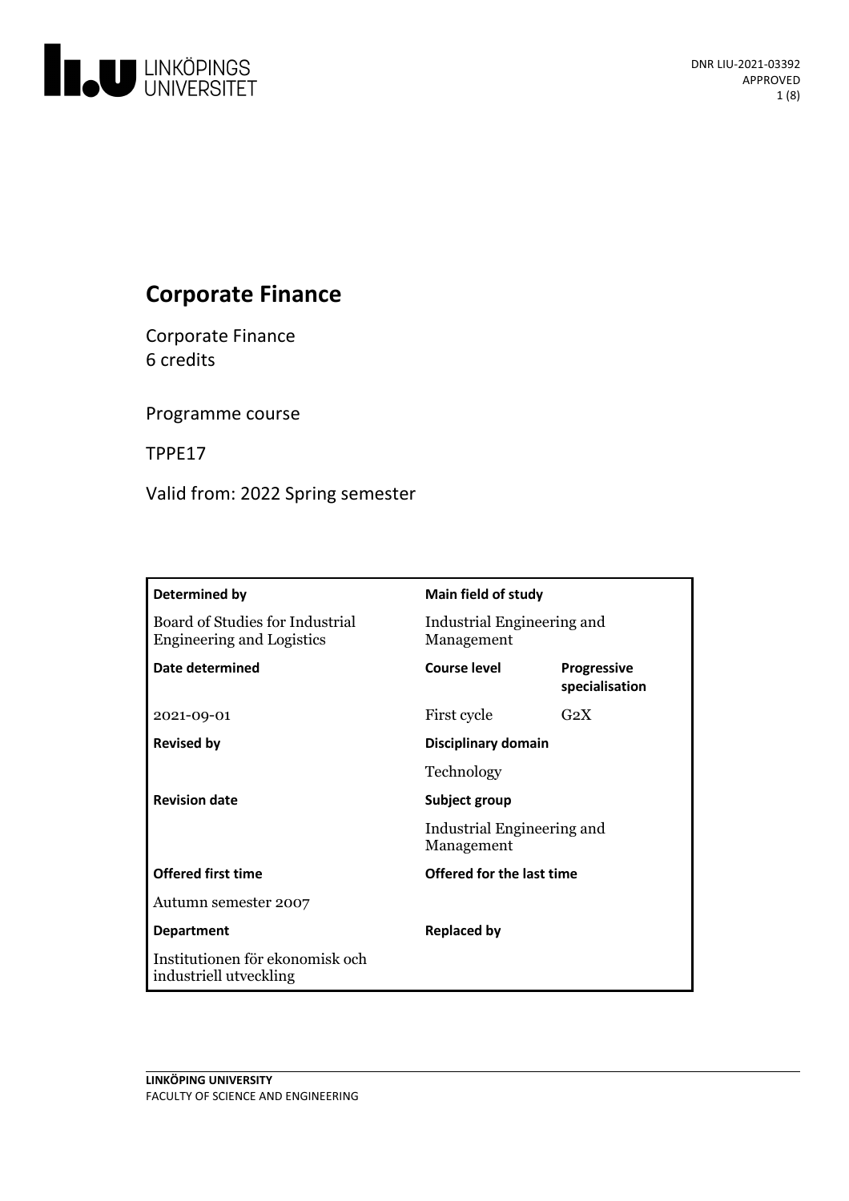# Corporate Finance

Corporate Finance
6 credits

Programme course

TPPE17

Valid from: 2022 Spring semester

| Determined by | Main field of study | |
|---|---|---|
| Board of Studies for Industrial Engineering and Logistics | Industrial Engineering and Management | |
| **Date determined** | **Course level** | **Progressive specialisation** |
| 2021-09-01 | First cycle | G2X |
| **Revised by** | **Disciplinary domain** | |
| | Technology | |
| **Revision date** | **Subject group** | |
| | Industrial Engineering and Management | |
| **Offered first time** | **Offered for the last time** | |
| Autumn semester 2007 | | |
| **Department** | **Replaced by** | |
| Institutionen för ekonomisk och industriell utveckling | | |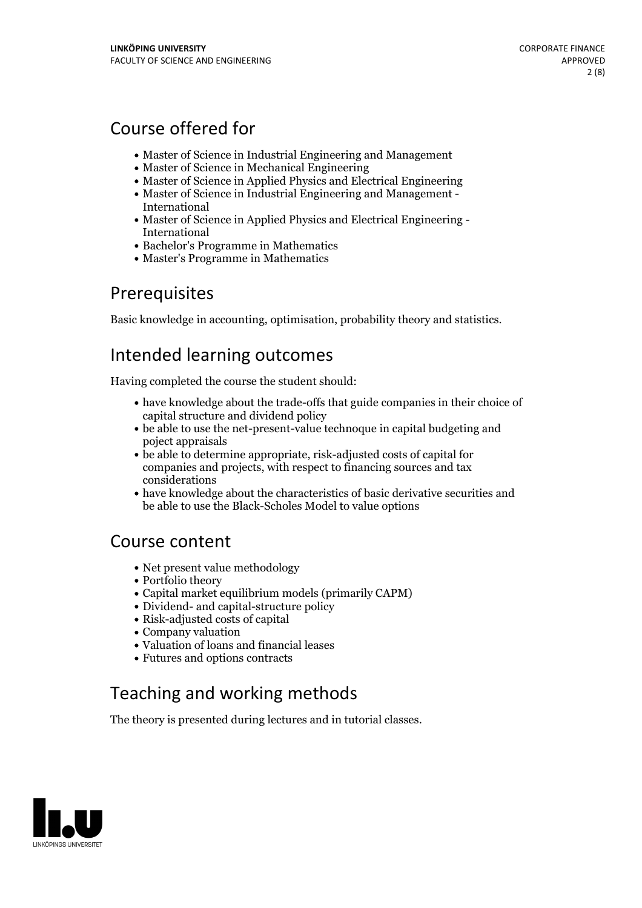## Course offered for

- Master of Science in Industrial Engineering and Management
- Master of Science in Mechanical Engineering
- Master of Science in Applied Physics and Electrical Engineering
- Master of Science in Industrial Engineering and Management - International
- Master of Science in Applied Physics and Electrical Engineering - International
- Bachelor's Programme in Mathematics
- Master's Programme in Mathematics

## Prerequisites

Basic knowledge in accounting, optimisation, probability theory and statistics.

## Intended learning outcomes

Having completed the course the student should:

- have knowledge about the trade-offs that guide companies in their choice of capital structure and dividend policy
- be able to use the net-present-value technoque in capital budgeting and poject appraisals
- be able to determine appropriate, risk-adjusted costs of capital for companies and projects, with respect to financing sources and tax considerations
- have knowledge about the characteristics of basic derivative securities and be able to use the Black-Scholes Model to value options

## Course content

- Net present value methodology
- Portfolio theory
- Capital market equilibrium models (primarily CAPM)
- Dividend- and capital-structure policy
- Risk-adjusted costs of capital
- Company valuation
- Valuation of loans and financial leases
- Futures and options contracts

## Teaching and working methods

The theory is presented during lectures and in tutorial classes.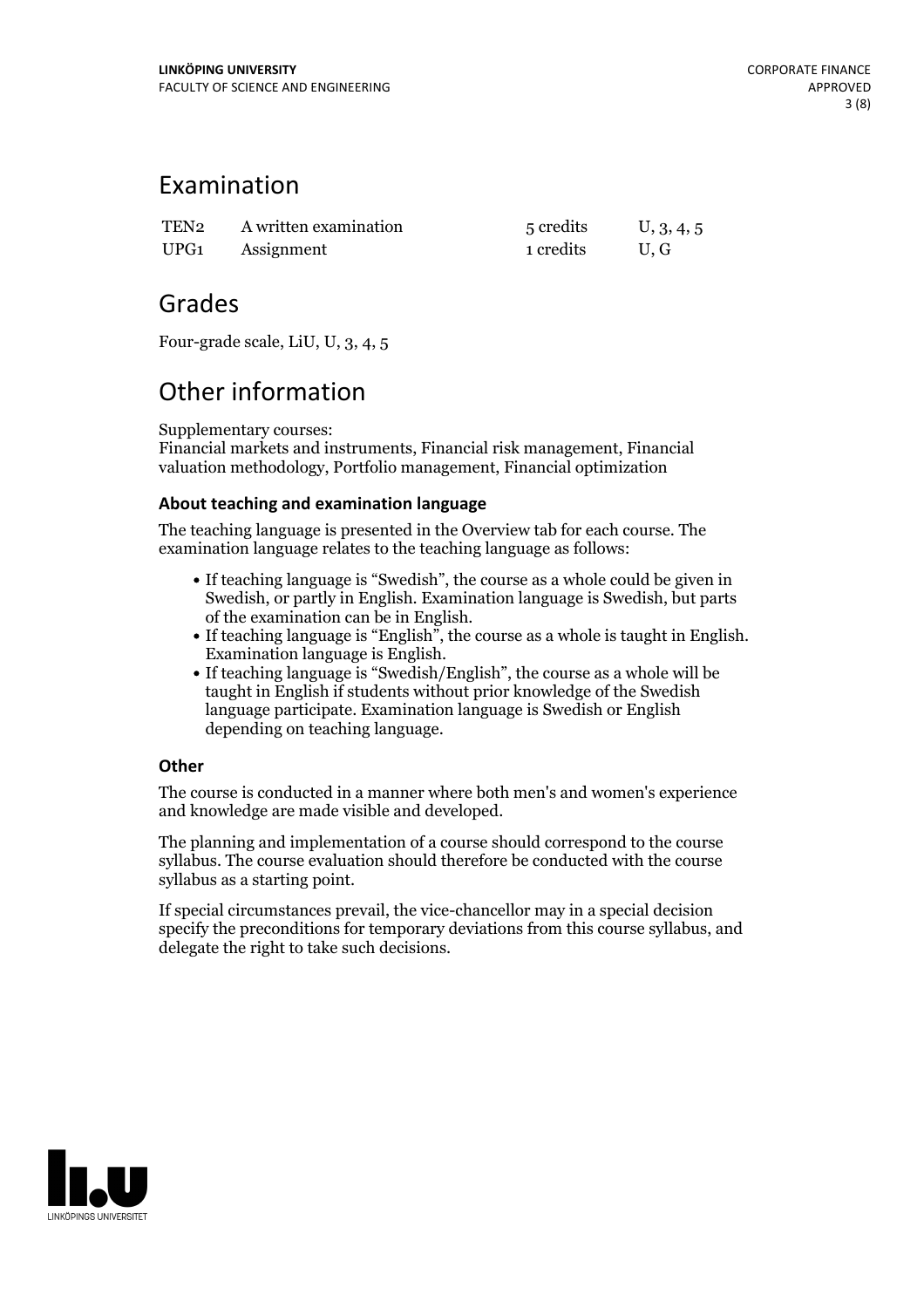## Examination

| | | | |
|---|---|---|---|
| TEN2 | A written examination | 5 credits | U, 3, 4, 5 |
| UPG1 | Assignment | 1 credits | U, G |

## Grades

Four-grade scale, LiU, U, 3, 4, 5

## Other information

Supplementary courses:
Financial markets and instruments, Financial risk management, Financial valuation methodology, Portfolio management, Financial optimization

### About teaching and examination language

The teaching language is presented in the Overview tab for each course. The examination language relates to the teaching language as follows:

- If teaching language is "Swedish", the course as a whole could be given in Swedish, or partly in English. Examination language is Swedish, but parts of the examination can be in English.
- If teaching language is "English", the course as a whole is taught in English. Examination language is English.
- If teaching language is "Swedish/English", the course as a whole will be taught in English if students without prior knowledge of the Swedish language participate. Examination language is Swedish or English depending on teaching language.

### Other

The course is conducted in a manner where both men's and women's experience and knowledge are made visible and developed.

The planning and implementation of a course should correspond to the course syllabus. The course evaluation should therefore be conducted with the course syllabus as a starting point.

If special circumstances prevail, the vice-chancellor may in a special decision specify the preconditions for temporary deviations from this course syllabus, and delegate the right to take such decisions.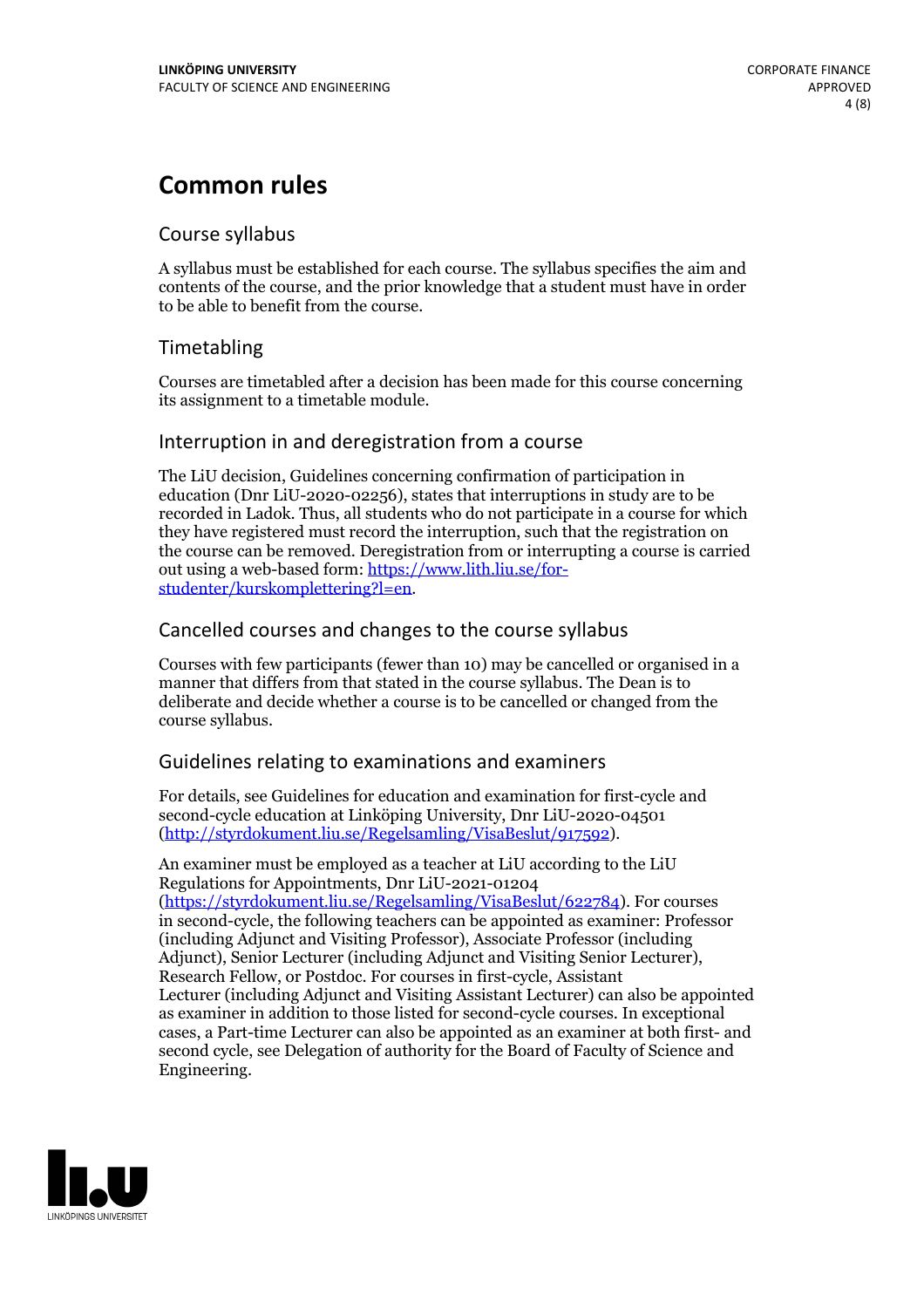# Common rules

## Course syllabus

A syllabus must be established for each course. The syllabus specifies the aim and contents of the course, and the prior knowledge that a student must have in order to be able to benefit from the course.

## Timetabling

Courses are timetabled after a decision has been made for this course concerning its assignment to a timetable module.

## Interruption in and deregistration from a course

The LiU decision, Guidelines concerning confirmation of participation in education (Dnr LiU-2020-02256), states that interruptions in study are to be recorded in Ladok. Thus, all students who do not participate in a course for which they have registered must record the interruption, such that the registration on the course can be removed. Deregistration from or interrupting a course is carried out using a web-based form: https://www.lith.liu.se/for-studenter/kurskomplettering?l=en.

## Cancelled courses and changes to the course syllabus

Courses with few participants (fewer than 10) may be cancelled or organised in a manner that differs from that stated in the course syllabus. The Dean is to deliberate and decide whether a course is to be cancelled or changed from the course syllabus.

## Guidelines relating to examinations and examiners

For details, see Guidelines for education and examination for first-cycle and second-cycle education at Linköping University, Dnr LiU-2020-04501 (http://styrdokument.liu.se/Regelsamling/VisaBeslut/917592).

An examiner must be employed as a teacher at LiU according to the LiU Regulations for Appointments, Dnr LiU-2021-01204 (https://styrdokument.liu.se/Regelsamling/VisaBeslut/622784). For courses in second-cycle, the following teachers can be appointed as examiner: Professor (including Adjunct and Visiting Professor), Associate Professor (including Adjunct), Senior Lecturer (including Adjunct and Visiting Senior Lecturer), Research Fellow, or Postdoc. For courses in first-cycle, Assistant Lecturer (including Adjunct and Visiting Assistant Lecturer) can also be appointed as examiner in addition to those listed for second-cycle courses. In exceptional cases, a Part-time Lecturer can also be appointed as an examiner at both first- and second cycle, see Delegation of authority for the Board of Faculty of Science and Engineering.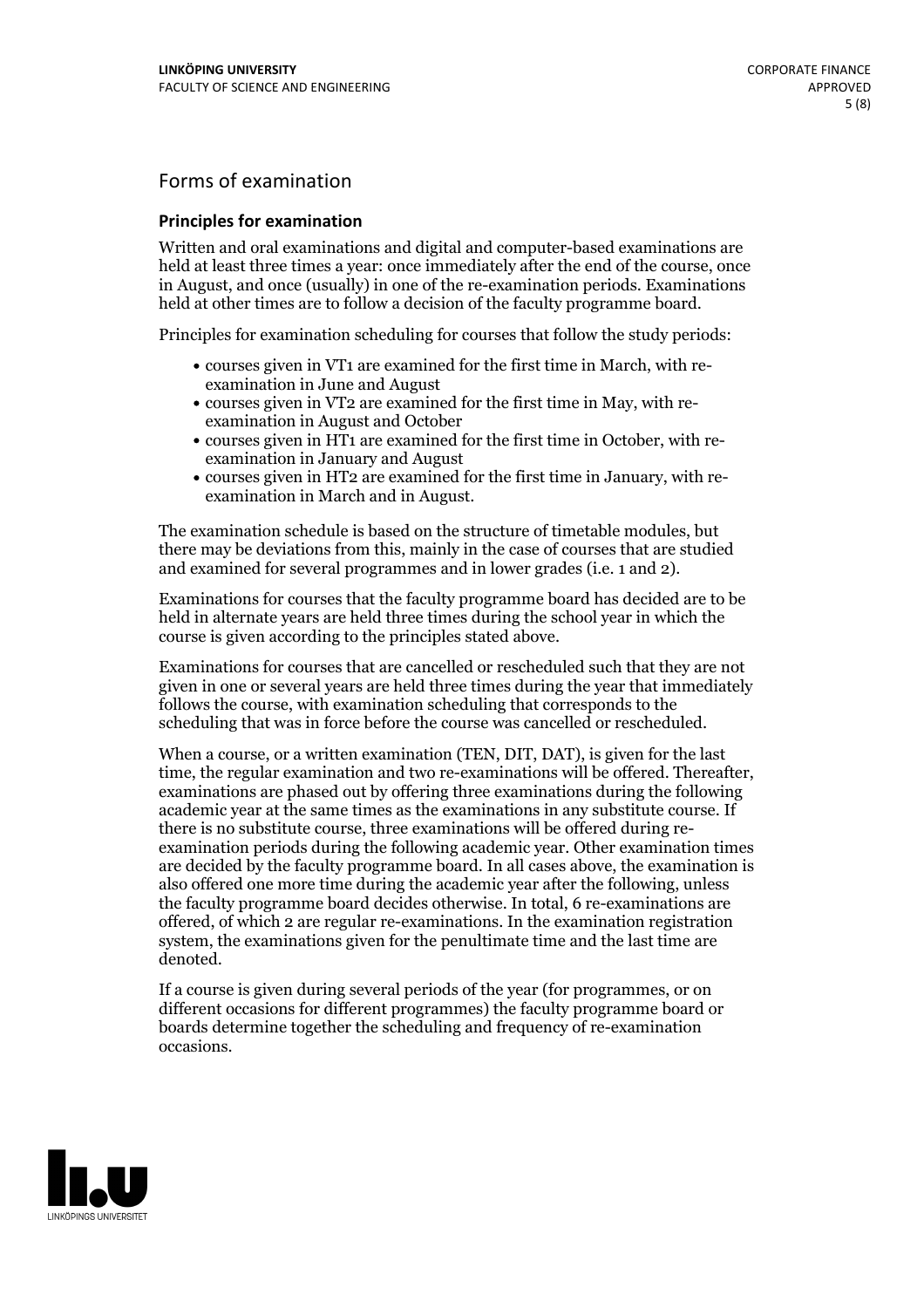## Forms of examination

### Principles for examination

Written and oral examinations and digital and computer-based examinations are held at least three times a year: once immediately after the end of the course, once in August, and once (usually) in one of the re-examination periods. Examinations held at other times are to follow a decision of the faculty programme board.

Principles for examination scheduling for courses that follow the study periods:

- courses given in VT1 are examined for the first time in March, with re-examination in June and August
- courses given in VT2 are examined for the first time in May, with re-examination in August and October
- courses given in HT1 are examined for the first time in October, with re-examination in January and August
- courses given in HT2 are examined for the first time in January, with re-examination in March and in August.

The examination schedule is based on the structure of timetable modules, but there may be deviations from this, mainly in the case of courses that are studied and examined for several programmes and in lower grades (i.e. 1 and 2).

Examinations for courses that the faculty programme board has decided are to be held in alternate years are held three times during the school year in which the course is given according to the principles stated above.

Examinations for courses that are cancelled or rescheduled such that they are not given in one or several years are held three times during the year that immediately follows the course, with examination scheduling that corresponds to the scheduling that was in force before the course was cancelled or rescheduled.

When a course, or a written examination (TEN, DIT, DAT), is given for the last time, the regular examination and two re-examinations will be offered. Thereafter, examinations are phased out by offering three examinations during the following academic year at the same times as the examinations in any substitute course. If there is no substitute course, three examinations will be offered during re-examination periods during the following academic year. Other examination times are decided by the faculty programme board. In all cases above, the examination is also offered one more time during the academic year after the following, unless the faculty programme board decides otherwise. In total, 6 re-examinations are offered, of which 2 are regular re-examinations. In the examination registration system, the examinations given for the penultimate time and the last time are denoted.

If a course is given during several periods of the year (for programmes, or on different occasions for different programmes) the faculty programme board or boards determine together the scheduling and frequency of re-examination occasions.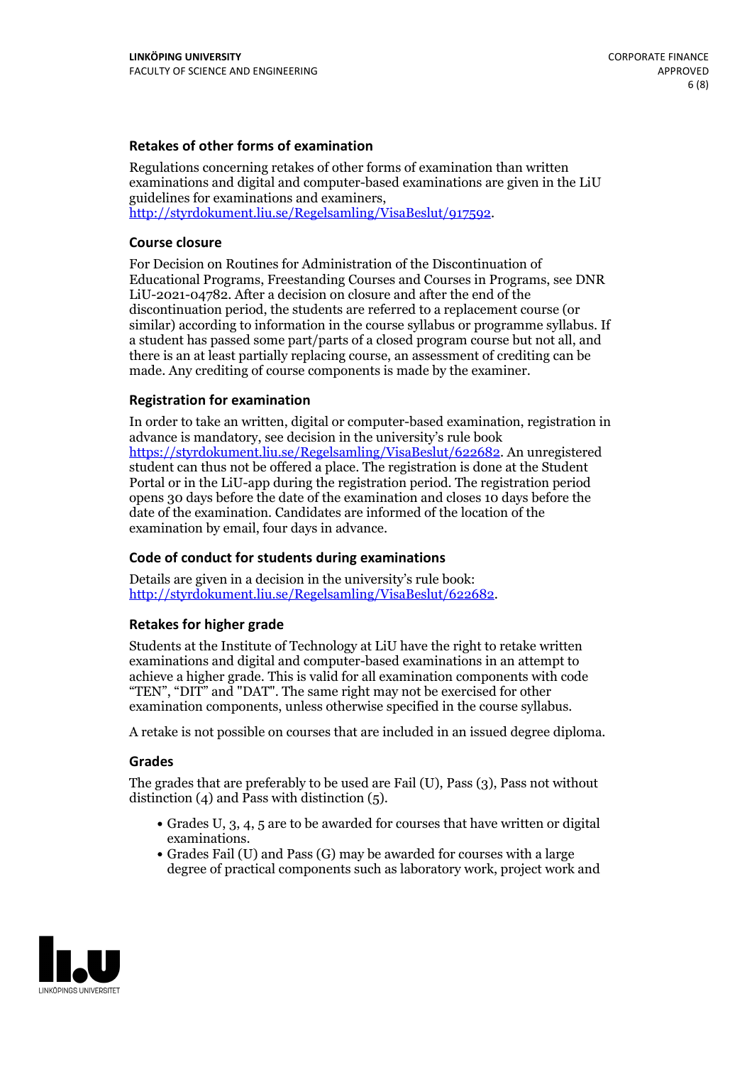### Retakes of other forms of examination

Regulations concerning retakes of other forms of examination than written examinations and digital and computer-based examinations are given in the LiU guidelines for examinations and examiners, http://styrdokument.liu.se/Regelsamling/VisaBeslut/917592.

### Course closure

For Decision on Routines for Administration of the Discontinuation of Educational Programs, Freestanding Courses and Courses in Programs, see DNR LiU-2021-04782. After a decision on closure and after the end of the discontinuation period, the students are referred to a replacement course (or similar) according to information in the course syllabus or programme syllabus. If a student has passed some part/parts of a closed program course but not all, and there is an at least partially replacing course, an assessment of crediting can be made. Any crediting of course components is made by the examiner.

### Registration for examination

In order to take an written, digital or computer-based examination, registration in advance is mandatory, see decision in the university's rule book https://styrdokument.liu.se/Regelsamling/VisaBeslut/622682. An unregistered student can thus not be offered a place. The registration is done at the Student Portal or in the LiU-app during the registration period. The registration period opens 30 days before the date of the examination and closes 10 days before the date of the examination. Candidates are informed of the location of the examination by email, four days in advance.

### Code of conduct for students during examinations

Details are given in a decision in the university's rule book: http://styrdokument.liu.se/Regelsamling/VisaBeslut/622682.

### Retakes for higher grade

Students at the Institute of Technology at LiU have the right to retake written examinations and digital and computer-based examinations in an attempt to achieve a higher grade. This is valid for all examination components with code "TEN", "DIT" and "DAT". The same right may not be exercised for other examination components, unless otherwise specified in the course syllabus.

A retake is not possible on courses that are included in an issued degree diploma.

### Grades

The grades that are preferably to be used are Fail (U), Pass (3), Pass not without distinction (4) and Pass with distinction (5).

- Grades U, 3, 4, 5 are to be awarded for courses that have written or digital examinations.
- Grades Fail (U) and Pass (G) may be awarded for courses with a large degree of practical components such as laboratory work, project work and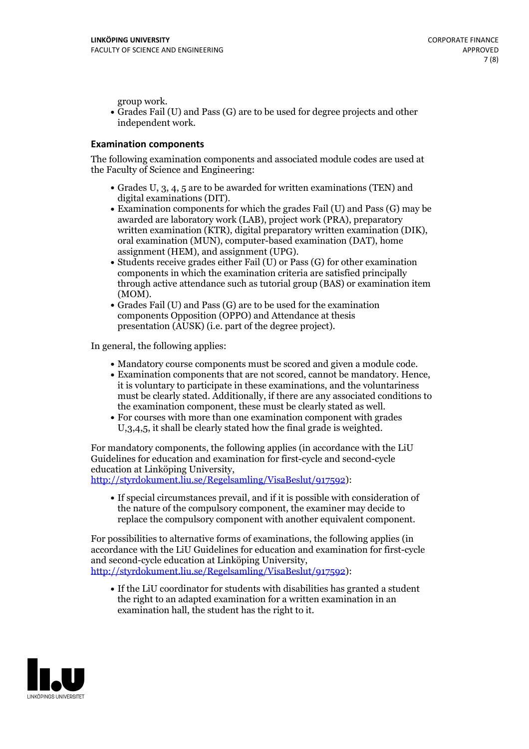group work.

- Grades Fail (U) and Pass (G) are to be used for degree projects and other independent work.

### Examination components

The following examination components and associated module codes are used at the Faculty of Science and Engineering:

- Grades U, 3, 4, 5 are to be awarded for written examinations (TEN) and digital examinations (DIT).
- Examination components for which the grades Fail (U) and Pass (G) may be awarded are laboratory work (LAB), project work (PRA), preparatory written examination (KTR), digital preparatory written examination (DIK), oral examination (MUN), computer-based examination (DAT), home assignment (HEM), and assignment (UPG).
- Students receive grades either Fail (U) or Pass (G) for other examination components in which the examination criteria are satisfied principally through active attendance such as tutorial group (BAS) or examination item (MOM).
- Grades Fail (U) and Pass (G) are to be used for the examination components Opposition (OPPO) and Attendance at thesis presentation (AUSK) (i.e. part of the degree project).

In general, the following applies:

- Mandatory course components must be scored and given a module code.
- Examination components that are not scored, cannot be mandatory. Hence, it is voluntary to participate in these examinations, and the voluntariness must be clearly stated. Additionally, if there are any associated conditions to the examination component, these must be clearly stated as well.
- For courses with more than one examination component with grades U,3,4,5, it shall be clearly stated how the final grade is weighted.

For mandatory components, the following applies (in accordance with the LiU Guidelines for education and examination for first-cycle and second-cycle education at Linköping University, http://styrdokument.liu.se/Regelsamling/VisaBeslut/917592):

- If special circumstances prevail, and if it is possible with consideration of the nature of the compulsory component, the examiner may decide to replace the compulsory component with another equivalent component.

For possibilities to alternative forms of examinations, the following applies (in accordance with the LiU Guidelines for education and examination for first-cycle and second-cycle education at Linköping University, http://styrdokument.liu.se/Regelsamling/VisaBeslut/917592):

- If the LiU coordinator for students with disabilities has granted a student the right to an adapted examination for a written examination in an examination hall, the student has the right to it.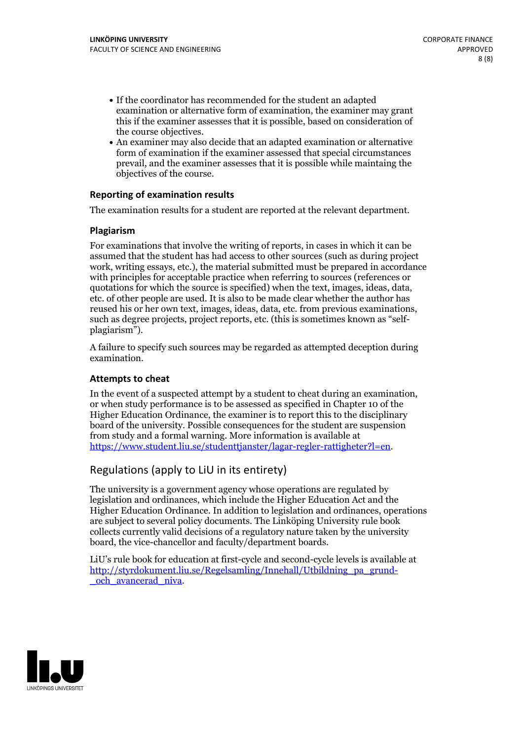- If the coordinator has recommended for the student an adapted examination or alternative form of examination, the examiner may grant this if the examiner assesses that it is possible, based on consideration of the course objectives.
- An examiner may also decide that an adapted examination or alternative form of examination if the examiner assessed that special circumstances prevail, and the examiner assesses that it is possible while maintaing the objectives of the course.

### Reporting of examination results

The examination results for a student are reported at the relevant department.

### Plagiarism

For examinations that involve the writing of reports, in cases in which it can be assumed that the student has had access to other sources (such as during project work, writing essays, etc.), the material submitted must be prepared in accordance with principles for acceptable practice when referring to sources (references or quotations for which the source is specified) when the text, images, ideas, data, etc. of other people are used. It is also to be made clear whether the author has reused his or her own text, images, ideas, data, etc. from previous examinations, such as degree projects, project reports, etc. (this is sometimes known as "self-plagiarism").

A failure to specify such sources may be regarded as attempted deception during examination.

### Attempts to cheat

In the event of a suspected attempt by a student to cheat during an examination, or when study performance is to be assessed as specified in Chapter 10 of the Higher Education Ordinance, the examiner is to report this to the disciplinary board of the university. Possible consequences for the student are suspension from study and a formal warning. More information is available at https://www.student.liu.se/studenttjanster/lagar-regler-rattigheter?l=en.

## Regulations (apply to LiU in its entirety)

The university is a government agency whose operations are regulated by legislation and ordinances, which include the Higher Education Act and the Higher Education Ordinance. In addition to legislation and ordinances, operations are subject to several policy documents. The Linköping University rule book collects currently valid decisions of a regulatory nature taken by the university board, the vice-chancellor and faculty/department boards.

LiU's rule book for education at first-cycle and second-cycle levels is available at http://styrdokument.liu.se/Regelsamling/Innehall/Utbildning_pa_grund-_och_avancerad_niva.